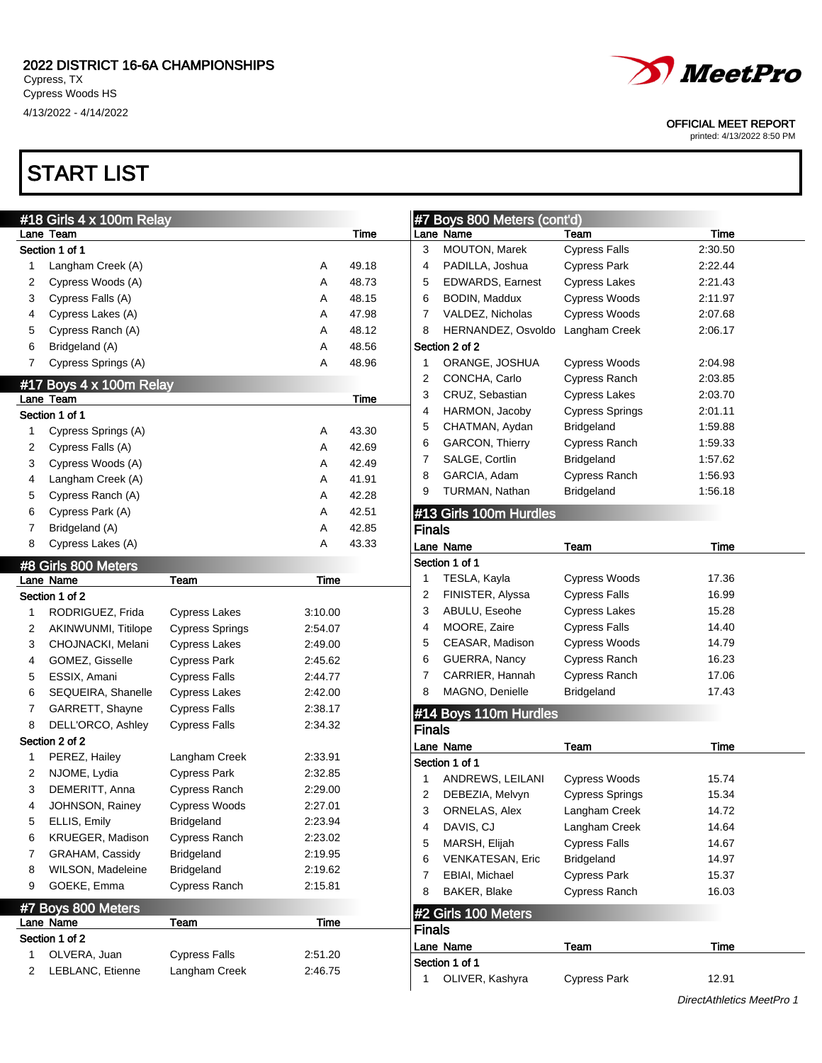2022 DISTRICT 16-6A CHAMPIONSHIPS
Cypress, TX
Cypress Woods HS
4/13/2022 - 4/14/2022

OFFICIAL MEET REPORT
printed: 4/13/2022 8:50 PM

# START LIST

## #18 Girls 4 x 100m Relay

| Lane | Team | | Time |
|---|---|---|---|
| **Section 1 of 1** | | | |
| 1 | Langham Creek (A) | A | 49.18 |
| 2 | Cypress Woods (A) | A | 48.73 |
| 3 | Cypress Falls (A) | A | 48.15 |
| 4 | Cypress Lakes (A) | A | 47.98 |
| 5 | Cypress Ranch (A) | A | 48.12 |
| 6 | Bridgeland (A) | A | 48.56 |
| 7 | Cypress Springs (A) | A | 48.96 |

## #17 Boys 4 x 100m Relay

| Lane | Team | | Time |
|---|---|---|---|
| **Section 1 of 1** | | | |
| 1 | Cypress Springs (A) | A | 43.30 |
| 2 | Cypress Falls (A) | A | 42.69 |
| 3 | Cypress Woods (A) | A | 42.49 |
| 4 | Langham Creek (A) | A | 41.91 |
| 5 | Cypress Ranch (A) | A | 42.28 |
| 6 | Cypress Park (A) | A | 42.51 |
| 7 | Bridgeland (A) | A | 42.85 |
| 8 | Cypress Lakes (A) | A | 43.33 |

## #8 Girls 800 Meters

| Lane | Name | Team | Time |
|---|---|---|---|
| **Section 1 of 2** | | | |
| 1 | RODRIGUEZ, Frida | Cypress Lakes | 3:10.00 |
| 2 | AKINWUNMI, Titilope | Cypress Springs | 2:54.07 |
| 3 | CHOJNACKI, Melani | Cypress Lakes | 2:49.00 |
| 4 | GOMEZ, Gisselle | Cypress Park | 2:45.62 |
| 5 | ESSIX, Amani | Cypress Falls | 2:44.77 |
| 6 | SEQUEIRA, Shanelle | Cypress Lakes | 2:42.00 |
| 7 | GARRETT, Shayne | Cypress Falls | 2:38.17 |
| 8 | DELL'ORCO, Ashley | Cypress Falls | 2:34.32 |
| **Section 2 of 2** | | | |
| 1 | PEREZ, Hailey | Langham Creek | 2:33.91 |
| 2 | NJOME, Lydia | Cypress Park | 2:32.85 |
| 3 | DEMERITT, Anna | Cypress Ranch | 2:29.00 |
| 4 | JOHNSON, Rainey | Cypress Woods | 2:27.01 |
| 5 | ELLIS, Emily | Bridgeland | 2:23.94 |
| 6 | KRUEGER, Madison | Cypress Ranch | 2:23.02 |
| 7 | GRAHAM, Cassidy | Bridgeland | 2:19.95 |
| 8 | WILSON, Madeleine | Bridgeland | 2:19.62 |
| 9 | GOEKE, Emma | Cypress Ranch | 2:15.81 |

## #7 Boys 800 Meters

| Lane | Name | Team | Time |
|---|---|---|---|
| **Section 1 of 2** | | | |
| 1 | OLVERA, Juan | Cypress Falls | 2:51.20 |
| 2 | LEBLANC, Etienne | Langham Creek | 2:46.75 |
| 3 | MOUTON, Marek | Cypress Falls | 2:30.50 |
| 4 | PADILLA, Joshua | Cypress Park | 2:22.44 |
| 5 | EDWARDS, Earnest | Cypress Lakes | 2:21.43 |
| 6 | BODIN, Maddux | Cypress Woods | 2:11.97 |
| 7 | VALDEZ, Nicholas | Cypress Woods | 2:07.68 |
| 8 | HERNANDEZ, Osvoldo | Langham Creek | 2:06.17 |
| **Section 2 of 2** | | | |
| 1 | ORANGE, JOSHUA | Cypress Woods | 2:04.98 |
| 2 | CONCHA, Carlo | Cypress Ranch | 2:03.85 |
| 3 | CRUZ, Sebastian | Cypress Lakes | 2:03.70 |
| 4 | HARMON, Jacoby | Cypress Springs | 2:01.11 |
| 5 | CHATMAN, Aydan | Bridgeland | 1:59.88 |
| 6 | GARCON, Thierry | Cypress Ranch | 1:59.33 |
| 7 | SALGE, Cortlin | Bridgeland | 1:57.62 |
| 8 | GARCIA, Adam | Cypress Ranch | 1:56.93 |
| 9 | TURMAN, Nathan | Bridgeland | 1:56.18 |

## #13 Girls 100m Hurdles

### Finals

| Lane | Name | Team | Time |
|---|---|---|---|
| **Section 1 of 1** | | | |
| 1 | TESLA, Kayla | Cypress Woods | 17.36 |
| 2 | FINISTER, Alyssa | Cypress Falls | 16.99 |
| 3 | ABULU, Eseohe | Cypress Lakes | 15.28 |
| 4 | MOORE, Zaire | Cypress Falls | 14.40 |
| 5 | CEASAR, Madison | Cypress Woods | 14.79 |
| 6 | GUERRA, Nancy | Cypress Ranch | 16.23 |
| 7 | CARRIER, Hannah | Cypress Ranch | 17.06 |
| 8 | MAGNO, Denielle | Bridgeland | 17.43 |

## #14 Boys 110m Hurdles

### Finals

| Lane | Name | Team | Time |
|---|---|---|---|
| **Section 1 of 1** | | | |
| 1 | ANDREWS, LEILANI | Cypress Woods | 15.74 |
| 2 | DEBEZIA, Melvyn | Cypress Springs | 15.34 |
| 3 | ORNELAS, Alex | Langham Creek | 14.72 |
| 4 | DAVIS, CJ | Langham Creek | 14.64 |
| 5 | MARSH, Elijah | Cypress Falls | 14.67 |
| 6 | VENKATESAN, Eric | Bridgeland | 14.97 |
| 7 | EBIAI, Michael | Cypress Park | 15.37 |
| 8 | BAKER, Blake | Cypress Ranch | 16.03 |

## #2 Girls 100 Meters

### Finals

| Lane | Name | Team | Time |
|---|---|---|---|
| **Section 1 of 1** | | | |
| 1 | OLIVER, Kashyra | Cypress Park | 12.91 |

*DirectAthletics MeetPro 1*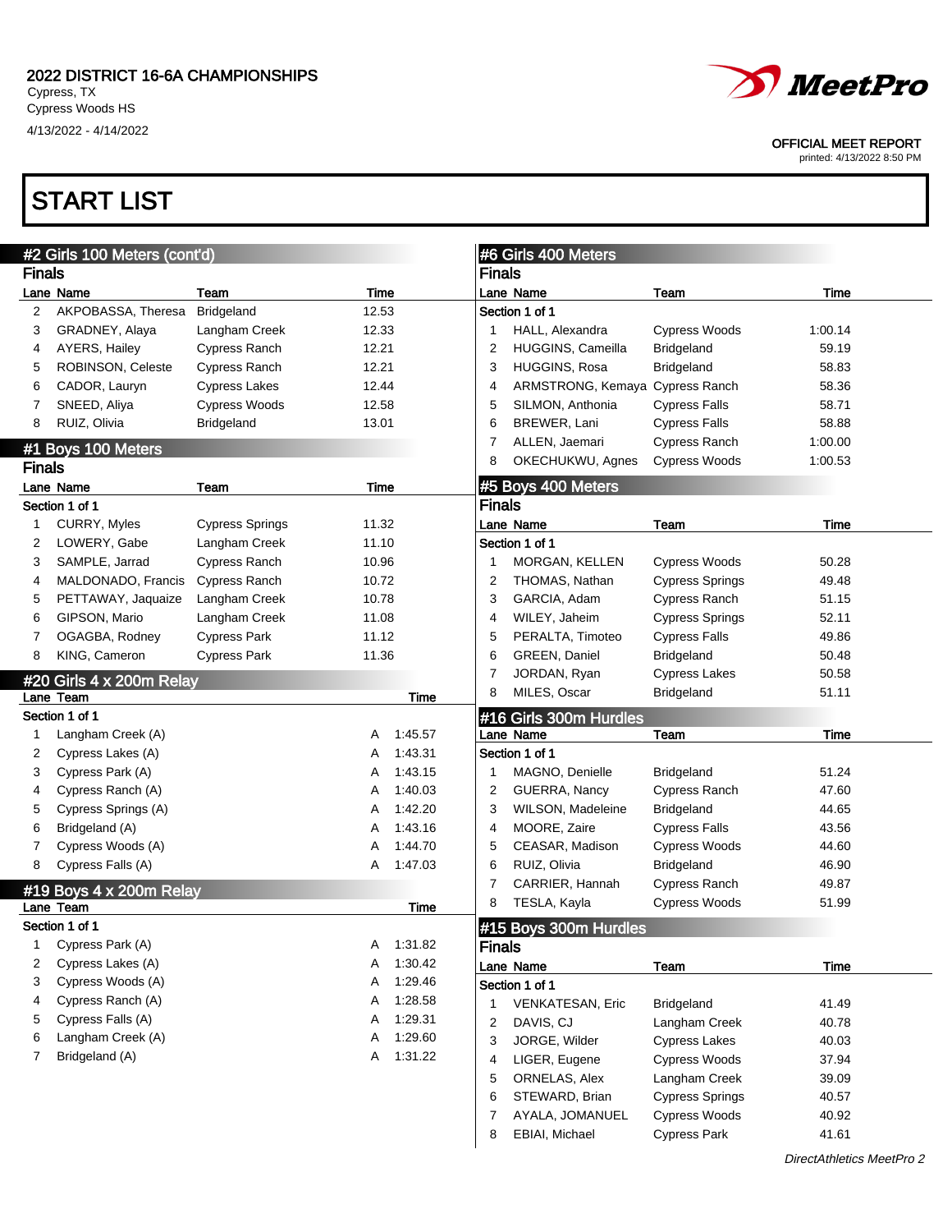# 2022 DISTRICT 16-6A CHAMPIONSHIPS

Cypress, TX
Cypress Woods HS
4/13/2022 - 4/14/2022

OFFICIAL MEET REPORT
printed: 4/13/2022 8:50 PM

# START LIST

## #2 Girls 100 Meters (cont'd)

### Finals

| Lane | Name | Team | Time |
|---|---|---|---|
| 2 | AKPOBASSA, Theresa | Bridgeland | 12.53 |
| 3 | GRADNEY, Alaya | Langham Creek | 12.33 |
| 4 | AYERS, Hailey | Cypress Ranch | 12.21 |
| 5 | ROBINSON, Celeste | Cypress Ranch | 12.21 |
| 6 | CADOR, Lauryn | Cypress Lakes | 12.44 |
| 7 | SNEED, Aliya | Cypress Woods | 12.58 |
| 8 | RUIZ, Olivia | Bridgeland | 13.01 |

## #1 Boys 100 Meters

### Finals

Section 1 of 1

| Lane | Name | Team | Time |
|---|---|---|---|
| 1 | CURRY, Myles | Cypress Springs | 11.32 |
| 2 | LOWERY, Gabe | Langham Creek | 11.10 |
| 3 | SAMPLE, Jarrad | Cypress Ranch | 10.96 |
| 4 | MALDONADO, Francis | Cypress Ranch | 10.72 |
| 5 | PETTAWAY, Jaquaize | Langham Creek | 10.78 |
| 6 | GIPSON, Mario | Langham Creek | 11.08 |
| 7 | OGAGBA, Rodney | Cypress Park | 11.12 |
| 8 | KING, Cameron | Cypress Park | 11.36 |

## #20 Girls 4 x 200m Relay

Section 1 of 1

| Lane | Team | | Time |
|---|---|---|---|
| 1 | Langham Creek (A) | A | 1:45.57 |
| 2 | Cypress Lakes (A) | A | 1:43.31 |
| 3 | Cypress Park (A) | A | 1:43.15 |
| 4 | Cypress Ranch (A) | A | 1:40.03 |
| 5 | Cypress Springs (A) | A | 1:42.20 |
| 6 | Bridgeland (A) | A | 1:43.16 |
| 7 | Cypress Woods (A) | A | 1:44.70 |
| 8 | Cypress Falls (A) | A | 1:47.03 |

## #19 Boys 4 x 200m Relay

Section 1 of 1

| Lane | Team | | Time |
|---|---|---|---|
| 1 | Cypress Park (A) | A | 1:31.82 |
| 2 | Cypress Lakes (A) | A | 1:30.42 |
| 3 | Cypress Woods (A) | A | 1:29.46 |
| 4 | Cypress Ranch (A) | A | 1:28.58 |
| 5 | Cypress Falls (A) | A | 1:29.31 |
| 6 | Langham Creek (A) | A | 1:29.60 |
| 7 | Bridgeland (A) | A | 1:31.22 |

## #6 Girls 400 Meters

### Finals

Section 1 of 1

| Lane | Name | Team | Time |
|---|---|---|---|
| 1 | HALL, Alexandra | Cypress Woods | 1:00.14 |
| 2 | HUGGINS, Cameilla | Bridgeland | 59.19 |
| 3 | HUGGINS, Rosa | Bridgeland | 58.83 |
| 4 | ARMSTRONG, Kemaya | Cypress Ranch | 58.36 |
| 5 | SILMON, Anthonia | Cypress Falls | 58.71 |
| 6 | BREWER, Lani | Cypress Falls | 58.88 |
| 7 | ALLEN, Jaemari | Cypress Ranch | 1:00.00 |
| 8 | OKECHUKWU, Agnes | Cypress Woods | 1:00.53 |

## #5 Boys 400 Meters

### Finals

Section 1 of 1

| Lane | Name | Team | Time |
|---|---|---|---|
| 1 | MORGAN, KELLEN | Cypress Woods | 50.28 |
| 2 | THOMAS, Nathan | Cypress Springs | 49.48 |
| 3 | GARCIA, Adam | Cypress Ranch | 51.15 |
| 4 | WILEY, Jaheim | Cypress Springs | 52.11 |
| 5 | PERALTA, Timoteo | Cypress Falls | 49.86 |
| 6 | GREEN, Daniel | Bridgeland | 50.48 |
| 7 | JORDAN, Ryan | Cypress Lakes | 50.58 |
| 8 | MILES, Oscar | Bridgeland | 51.11 |

## #16 Girls 300m Hurdles

Section 1 of 1

| Lane | Name | Team | Time |
|---|---|---|---|
| 1 | MAGNO, Denielle | Bridgeland | 51.24 |
| 2 | GUERRA, Nancy | Cypress Ranch | 47.60 |
| 3 | WILSON, Madeleine | Bridgeland | 44.65 |
| 4 | MOORE, Zaire | Cypress Falls | 43.56 |
| 5 | CEASAR, Madison | Cypress Woods | 44.60 |
| 6 | RUIZ, Olivia | Bridgeland | 46.90 |
| 7 | CARRIER, Hannah | Cypress Ranch | 49.87 |
| 8 | TESLA, Kayla | Cypress Woods | 51.99 |

## #15 Boys 300m Hurdles

### Finals

Section 1 of 1

| Lane | Name | Team | Time |
|---|---|---|---|
| 1 | VENKATESAN, Eric | Bridgeland | 41.49 |
| 2 | DAVIS, CJ | Langham Creek | 40.78 |
| 3 | JORGE, Wilder | Cypress Lakes | 40.03 |
| 4 | LIGER, Eugene | Cypress Woods | 37.94 |
| 5 | ORNELAS, Alex | Langham Creek | 39.09 |
| 6 | STEWARD, Brian | Cypress Springs | 40.57 |
| 7 | AYALA, JOMANUEL | Cypress Woods | 40.92 |
| 8 | EBIAI, Michael | Cypress Park | 41.61 |

*DirectAthletics MeetPro 2*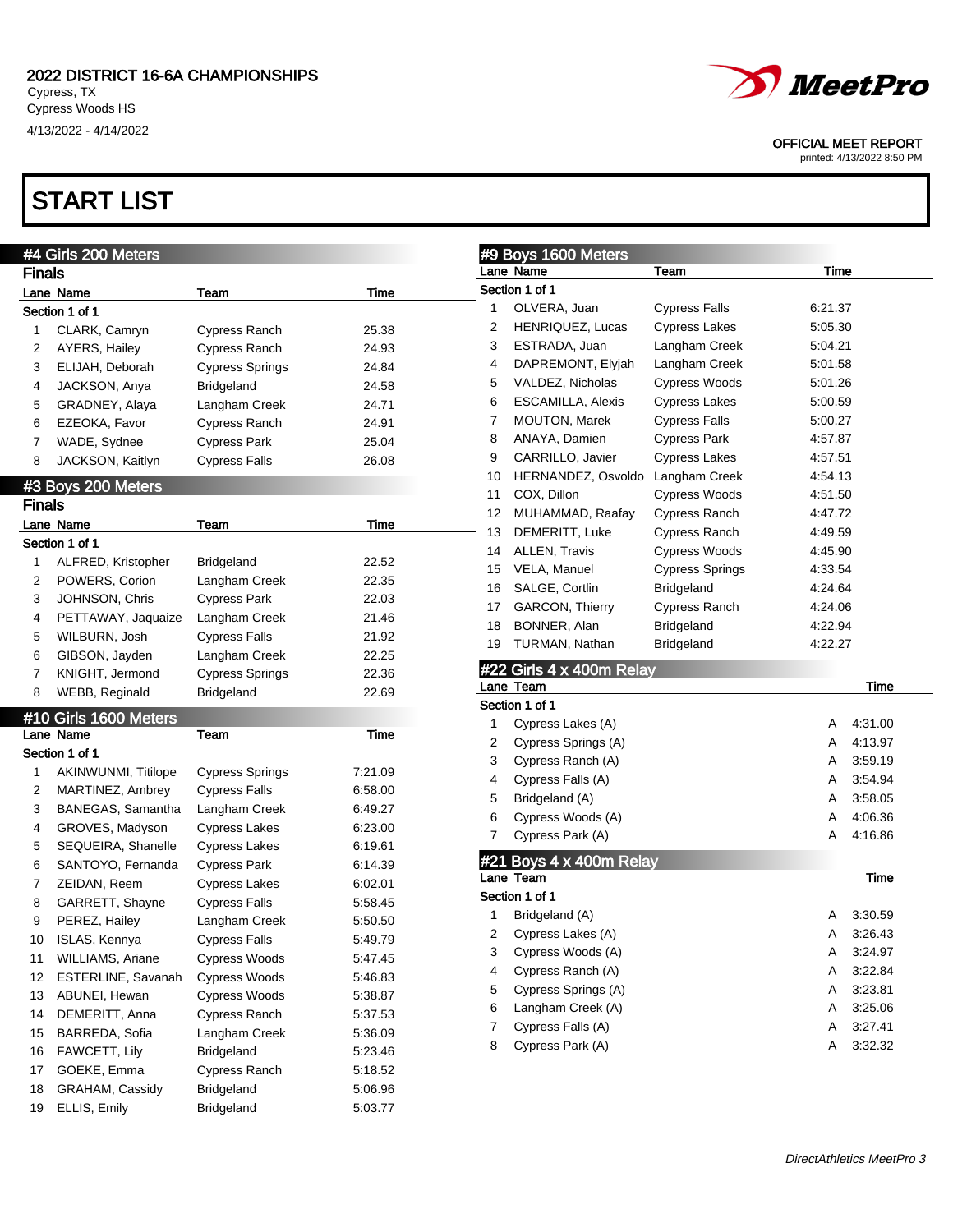2022 DISTRICT 16-6A CHAMPIONSHIPS
Cypress, TX
Cypress Woods HS
4/13/2022 - 4/14/2022

MeetPro

OFFICIAL MEET REPORT
printed: 4/13/2022 8:50 PM

# START LIST

## #4 Girls 200 Meters

### Finals

Section 1 of 1

| Lane | Name | Team | Time |
|---|---|---|---|
| 1 | CLARK, Camryn | Cypress Ranch | 25.38 |
| 2 | AYERS, Hailey | Cypress Ranch | 24.93 |
| 3 | ELIJAH, Deborah | Cypress Springs | 24.84 |
| 4 | JACKSON, Anya | Bridgeland | 24.58 |
| 5 | GRADNEY, Alaya | Langham Creek | 24.71 |
| 6 | EZEOKA, Favor | Cypress Ranch | 24.91 |
| 7 | WADE, Sydnee | Cypress Park | 25.04 |
| 8 | JACKSON, Kaitlyn | Cypress Falls | 26.08 |

## #3 Boys 200 Meters

### Finals

Section 1 of 1

| Lane | Name | Team | Time |
|---|---|---|---|
| 1 | ALFRED, Kristopher | Bridgeland | 22.52 |
| 2 | POWERS, Corion | Langham Creek | 22.35 |
| 3 | JOHNSON, Chris | Cypress Park | 22.03 |
| 4 | PETTAWAY, Jaquaize | Langham Creek | 21.46 |
| 5 | WILBURN, Josh | Cypress Falls | 21.92 |
| 6 | GIBSON, Jayden | Langham Creek | 22.25 |
| 7 | KNIGHT, Jermond | Cypress Springs | 22.36 |
| 8 | WEBB, Reginald | Bridgeland | 22.69 |

## #10 Girls 1600 Meters

Section 1 of 1

| Lane | Name | Team | Time |
|---|---|---|---|
| 1 | AKINWUNMI, Titilope | Cypress Springs | 7:21.09 |
| 2 | MARTINEZ, Ambrey | Cypress Falls | 6:58.00 |
| 3 | BANEGAS, Samantha | Langham Creek | 6:49.27 |
| 4 | GROVES, Madyson | Cypress Lakes | 6:23.00 |
| 5 | SEQUEIRA, Shanelle | Cypress Lakes | 6:19.61 |
| 6 | SANTOYO, Fernanda | Cypress Park | 6:14.39 |
| 7 | ZEIDAN, Reem | Cypress Lakes | 6:02.01 |
| 8 | GARRETT, Shayne | Cypress Falls | 5:58.45 |
| 9 | PEREZ, Hailey | Langham Creek | 5:50.50 |
| 10 | ISLAS, Kennya | Cypress Falls | 5:49.79 |
| 11 | WILLIAMS, Ariane | Cypress Woods | 5:47.45 |
| 12 | ESTERLINE, Savanah | Cypress Woods | 5:46.83 |
| 13 | ABUNEI, Hewan | Cypress Woods | 5:38.87 |
| 14 | DEMERITT, Anna | Cypress Ranch | 5:37.53 |
| 15 | BARREDA, Sofia | Langham Creek | 5:36.09 |
| 16 | FAWCETT, Lily | Bridgeland | 5:23.46 |
| 17 | GOEKE, Emma | Cypress Ranch | 5:18.52 |
| 18 | GRAHAM, Cassidy | Bridgeland | 5:06.96 |
| 19 | ELLIS, Emily | Bridgeland | 5:03.77 |

## #9 Boys 1600 Meters

Section 1 of 1

| Lane | Name | Team | Time |
|---|---|---|---|
| 1 | OLVERA, Juan | Cypress Falls | 6:21.37 |
| 2 | HENRIQUEZ, Lucas | Cypress Lakes | 5:05.30 |
| 3 | ESTRADA, Juan | Langham Creek | 5:04.21 |
| 4 | DAPREMONT, Elyjah | Langham Creek | 5:01.58 |
| 5 | VALDEZ, Nicholas | Cypress Woods | 5:01.26 |
| 6 | ESCAMILLA, Alexis | Cypress Lakes | 5:00.59 |
| 7 | MOUTON, Marek | Cypress Falls | 5:00.27 |
| 8 | ANAYA, Damien | Cypress Park | 4:57.87 |
| 9 | CARRILLO, Javier | Cypress Lakes | 4:57.51 |
| 10 | HERNANDEZ, Osvoldo | Langham Creek | 4:54.13 |
| 11 | COX, Dillon | Cypress Woods | 4:51.50 |
| 12 | MUHAMMAD, Raafay | Cypress Ranch | 4:47.72 |
| 13 | DEMERITT, Luke | Cypress Ranch | 4:49.59 |
| 14 | ALLEN, Travis | Cypress Woods | 4:45.90 |
| 15 | VELA, Manuel | Cypress Springs | 4:33.54 |
| 16 | SALGE, Cortlin | Bridgeland | 4:24.64 |
| 17 | GARCON, Thierry | Cypress Ranch | 4:24.06 |
| 18 | BONNER, Alan | Bridgeland | 4:22.94 |
| 19 | TURMAN, Nathan | Bridgeland | 4:22.27 |

## #22 Girls 4 x 400m Relay

Section 1 of 1

| Lane | Team | | Time |
|---|---|---|---|
| 1 | Cypress Lakes (A) | A | 4:31.00 |
| 2 | Cypress Springs (A) | A | 4:13.97 |
| 3 | Cypress Ranch (A) | A | 3:59.19 |
| 4 | Cypress Falls (A) | A | 3:54.94 |
| 5 | Bridgeland (A) | A | 3:58.05 |
| 6 | Cypress Woods (A) | A | 4:06.36 |
| 7 | Cypress Park (A) | A | 4:16.86 |

## #21 Boys 4 x 400m Relay

Section 1 of 1

| Lane | Team | | Time |
|---|---|---|---|
| 1 | Bridgeland (A) | A | 3:30.59 |
| 2 | Cypress Lakes (A) | A | 3:26.43 |
| 3 | Cypress Woods (A) | A | 3:24.97 |
| 4 | Cypress Ranch (A) | A | 3:22.84 |
| 5 | Cypress Springs (A) | A | 3:23.81 |
| 6 | Langham Creek (A) | A | 3:25.06 |
| 7 | Cypress Falls (A) | A | 3:27.41 |
| 8 | Cypress Park (A) | A | 3:32.32 |

*DirectAthletics MeetPro 3*